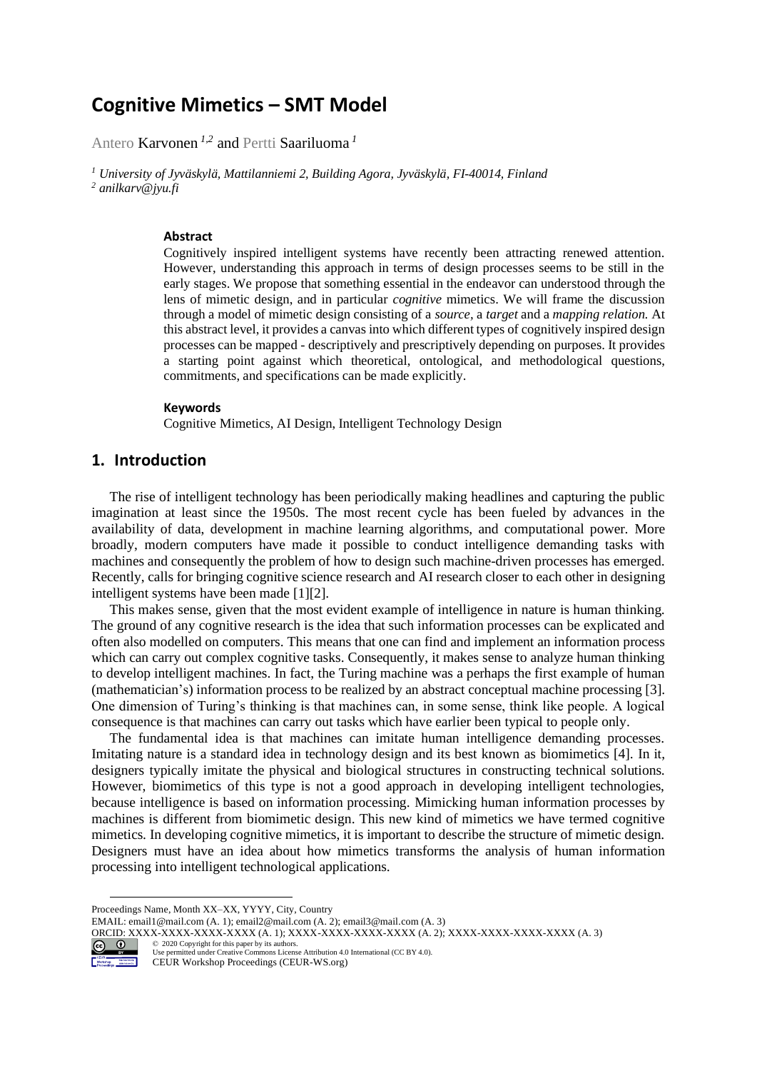# Cognitive Mimetics – SMT Model

Antero Karvonen [1,2] and Pertti Saariluoma [1]

[1] *University of Jyväskylä, Mattilanniemi 2, Building Agora, Jyväskylä, FI-40014, Finland*
[2] *anilkarv@jyu.fi*

### Abstract

Cognitively inspired intelligent systems have recently been attracting renewed attention. However, understanding this approach in terms of design processes seems to be still in the early stages. We propose that something essential in the endeavor can understood through the lens of mimetic design, and in particular *cognitive* mimetics. We will frame the discussion through a model of mimetic design consisting of a *source*, a *target* and a *mapping relation.* At this abstract level, it provides a canvas into which different types of cognitively inspired design processes can be mapped - descriptively and prescriptively depending on purposes. It provides a starting point against which theoretical, ontological, and methodological questions, commitments, and specifications can be made explicitly.

### Keywords

Cognitive Mimetics, AI Design, Intelligent Technology Design

## 1. Introduction

The rise of intelligent technology has been periodically making headlines and capturing the public imagination at least since the 1950s. The most recent cycle has been fueled by advances in the availability of data, development in machine learning algorithms, and computational power. More broadly, modern computers have made it possible to conduct intelligence demanding tasks with machines and consequently the problem of how to design such machine-driven processes has emerged. Recently, calls for bringing cognitive science research and AI research closer to each other in designing intelligent systems have been made [1][2].

This makes sense, given that the most evident example of intelligence in nature is human thinking. The ground of any cognitive research is the idea that such information processes can be explicated and often also modelled on computers. This means that one can find and implement an information process which can carry out complex cognitive tasks. Consequently, it makes sense to analyze human thinking to develop intelligent machines. In fact, the Turing machine was a perhaps the first example of human (mathematician's) information process to be realized by an abstract conceptual machine processing [3]. One dimension of Turing's thinking is that machines can, in some sense, think like people. A logical consequence is that machines can carry out tasks which have earlier been typical to people only.

The fundamental idea is that machines can imitate human intelligence demanding processes. Imitating nature is a standard idea in technology design and its best known as biomimetics [4]. In it, designers typically imitate the physical and biological structures in constructing technical solutions. However, biomimetics of this type is not a good approach in developing intelligent technologies, because intelligence is based on information processing. Mimicking human information processes by machines is different from biomimetic design. This new kind of mimetics we have termed cognitive mimetics. In developing cognitive mimetics, it is important to describe the structure of mimetic design. Designers must have an idea about how mimetics transforms the analysis of human information processing into intelligent technological applications.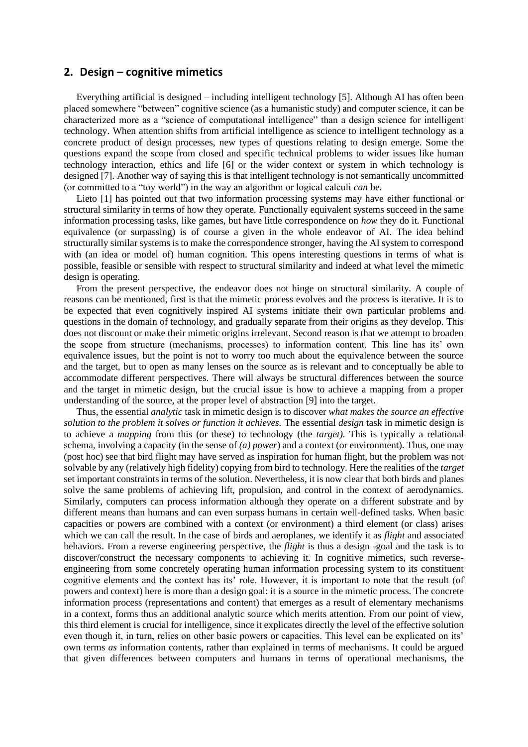## 2. Design – cognitive mimetics

Everything artificial is designed – including intelligent technology [5]. Although AI has often been placed somewhere "between" cognitive science (as a humanistic study) and computer science, it can be characterized more as a "science of computational intelligence" than a design science for intelligent technology. When attention shifts from artificial intelligence as science to intelligent technology as a concrete product of design processes, new types of questions relating to design emerge. Some the questions expand the scope from closed and specific technical problems to wider issues like human technology interaction, ethics and life [6] or the wider context or system in which technology is designed [7]. Another way of saying this is that intelligent technology is not semantically uncommitted (or committed to a "toy world") in the way an algorithm or logical calculi *can* be.

Lieto [1] has pointed out that two information processing systems may have either functional or structural similarity in terms of how they operate. Functionally equivalent systems succeed in the same information processing tasks, like games, but have little correspondence on *how* they do it. Functional equivalence (or surpassing) is of course a given in the whole endeavor of AI. The idea behind structurally similar systems is to make the correspondence stronger, having the AI system to correspond with (an idea or model of) human cognition. This opens interesting questions in terms of what is possible, feasible or sensible with respect to structural similarity and indeed at what level the mimetic design is operating.

From the present perspective, the endeavor does not hinge on structural similarity. A couple of reasons can be mentioned, first is that the mimetic process evolves and the process is iterative. It is to be expected that even cognitively inspired AI systems initiate their own particular problems and questions in the domain of technology, and gradually separate from their origins as they develop. This does not discount or make their mimetic origins irrelevant. Second reason is that we attempt to broaden the scope from structure (mechanisms, processes) to information content. This line has its' own equivalence issues, but the point is not to worry too much about the equivalence between the source and the target, but to open as many lenses on the source as is relevant and to conceptually be able to accommodate different perspectives. There will always be structural differences between the source and the target in mimetic design, but the crucial issue is how to achieve a mapping from a proper understanding of the source, at the proper level of abstraction [9] into the target.

Thus, the essential *analytic* task in mimetic design is to discover *what makes the source an effective solution to the problem it solves or function it achieves.* The essential *design* task in mimetic design is to achieve a *mapping* from this (or these) to technology (the *target).* This is typically a relational schema, involving a capacity (in the sense of *(a) power*) and a context (or environment). Thus, one may (post hoc) see that bird flight may have served as inspiration for human flight, but the problem was not solvable by any (relatively high fidelity) copying from bird to technology. Here the realities of the *target* set important constraints in terms of the solution. Nevertheless, it is now clear that both birds and planes solve the same problems of achieving lift, propulsion, and control in the context of aerodynamics. Similarly, computers can process information although they operate on a different substrate and by different means than humans and can even surpass humans in certain well-defined tasks. When basic capacities or powers are combined with a context (or environment) a third element (or class) arises which we can call the result. In the case of birds and aeroplanes, we identify it as *flight* and associated behaviors. From a reverse engineering perspective, the *flight* is thus a design -goal and the task is to discover/construct the necessary components to achieving it. In cognitive mimetics, such reverse-engineering from some concretely operating human information processing system to its constituent cognitive elements and the context has its' role. However, it is important to note that the result (of powers and context) here is more than a design goal: it is a source in the mimetic process. The concrete information process (representations and content) that emerges as a result of elementary mechanisms in a context, forms thus an additional analytic source which merits attention. From our point of view, this third element is crucial for intelligence, since it explicates directly the level of the effective solution even though it, in turn, relies on other basic powers or capacities. This level can be explicated on its' own terms *as* information contents, rather than explained in terms of mechanisms. It could be argued that given differences between computers and humans in terms of operational mechanisms, the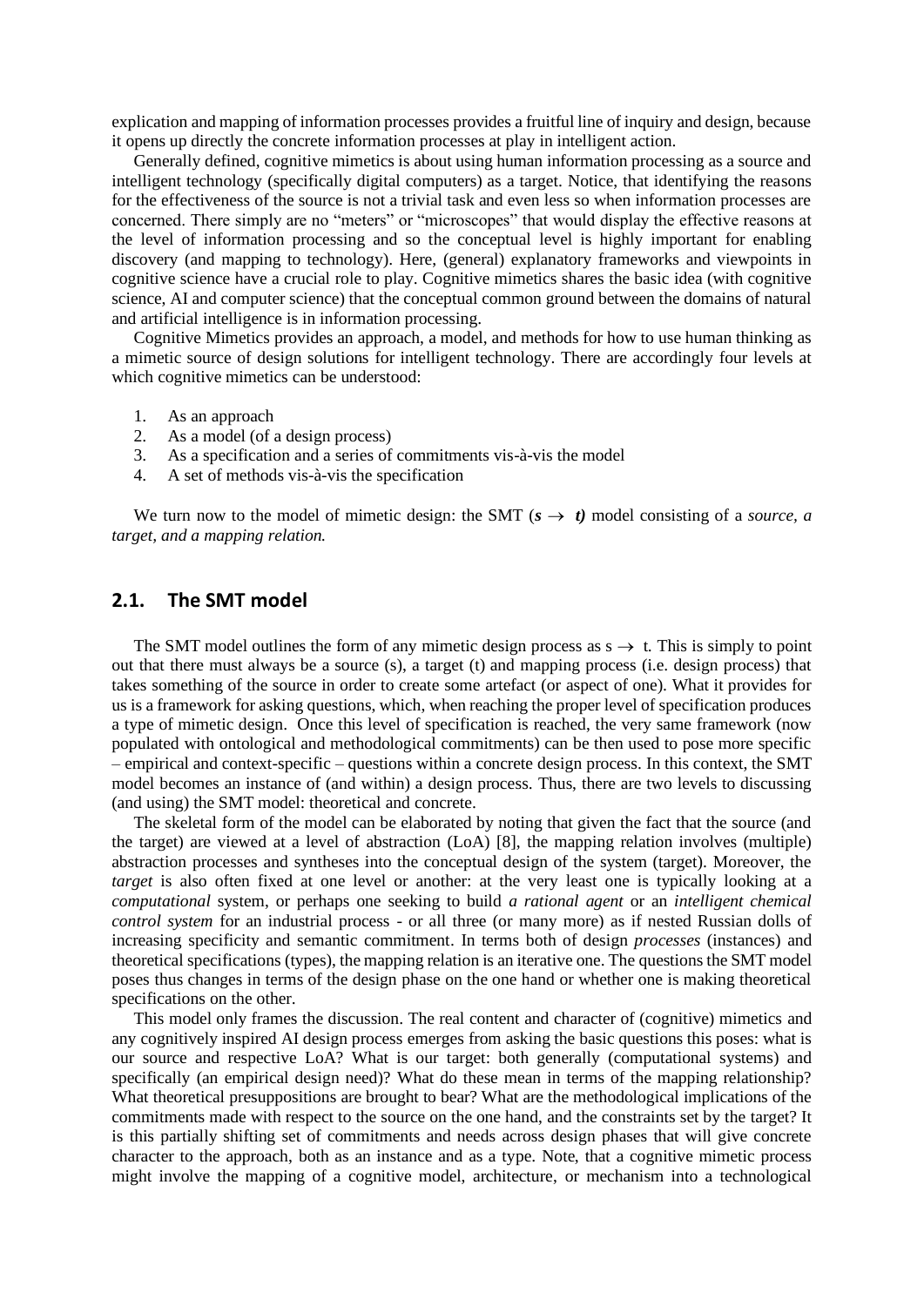explication and mapping of information processes provides a fruitful line of inquiry and design, because it opens up directly the concrete information processes at play in intelligent action.

Generally defined, cognitive mimetics is about using human information processing as a source and intelligent technology (specifically digital computers) as a target. Notice, that identifying the reasons for the effectiveness of the source is not a trivial task and even less so when information processes are concerned. There simply are no "meters" or "microscopes" that would display the effective reasons at the level of information processing and so the conceptual level is highly important for enabling discovery (and mapping to technology). Here, (general) explanatory frameworks and viewpoints in cognitive science have a crucial role to play. Cognitive mimetics shares the basic idea (with cognitive science, AI and computer science) that the conceptual common ground between the domains of natural and artificial intelligence is in information processing.

Cognitive Mimetics provides an approach, a model, and methods for how to use human thinking as a mimetic source of design solutions for intelligent technology. There are accordingly four levels at which cognitive mimetics can be understood:

1. As an approach
2. As a model (of a design process)
3. As a specification and a series of commitments vis-à-vis the model
4. A set of methods vis-à-vis the specification

We turn now to the model of mimetic design: the SMT ($\boldsymbol{s} \rightarrow \boldsymbol{t}$) model consisting of a *source, a target, and a mapping relation.*

## 2.1. The SMT model

The SMT model outlines the form of any mimetic design process as $s \rightarrow t$. This is simply to point out that there must always be a source (s), a target (t) and mapping process (i.e. design process) that takes something of the source in order to create some artefact (or aspect of one). What it provides for us is a framework for asking questions, which, when reaching the proper level of specification produces a type of mimetic design. Once this level of specification is reached, the very same framework (now populated with ontological and methodological commitments) can be then used to pose more specific – empirical and context-specific – questions within a concrete design process. In this context, the SMT model becomes an instance of (and within) a design process. Thus, there are two levels to discussing (and using) the SMT model: theoretical and concrete.

The skeletal form of the model can be elaborated by noting that given the fact that the source (and the target) are viewed at a level of abstraction (LoA) [8], the mapping relation involves (multiple) abstraction processes and syntheses into the conceptual design of the system (target). Moreover, the *target* is also often fixed at one level or another: at the very least one is typically looking at a *computational* system, or perhaps one seeking to build *a rational agent* or an *intelligent chemical control system* for an industrial process - or all three (or many more) as if nested Russian dolls of increasing specificity and semantic commitment. In terms both of design *processes* (instances) and theoretical specifications (types), the mapping relation is an iterative one. The questions the SMT model poses thus changes in terms of the design phase on the one hand or whether one is making theoretical specifications on the other.

This model only frames the discussion. The real content and character of (cognitive) mimetics and any cognitively inspired AI design process emerges from asking the basic questions this poses: what is our source and respective LoA? What is our target: both generally (computational systems) and specifically (an empirical design need)? What do these mean in terms of the mapping relationship? What theoretical presuppositions are brought to bear? What are the methodological implications of the commitments made with respect to the source on the one hand, and the constraints set by the target? It is this partially shifting set of commitments and needs across design phases that will give concrete character to the approach, both as an instance and as a type. Note, that a cognitive mimetic process might involve the mapping of a cognitive model, architecture, or mechanism into a technological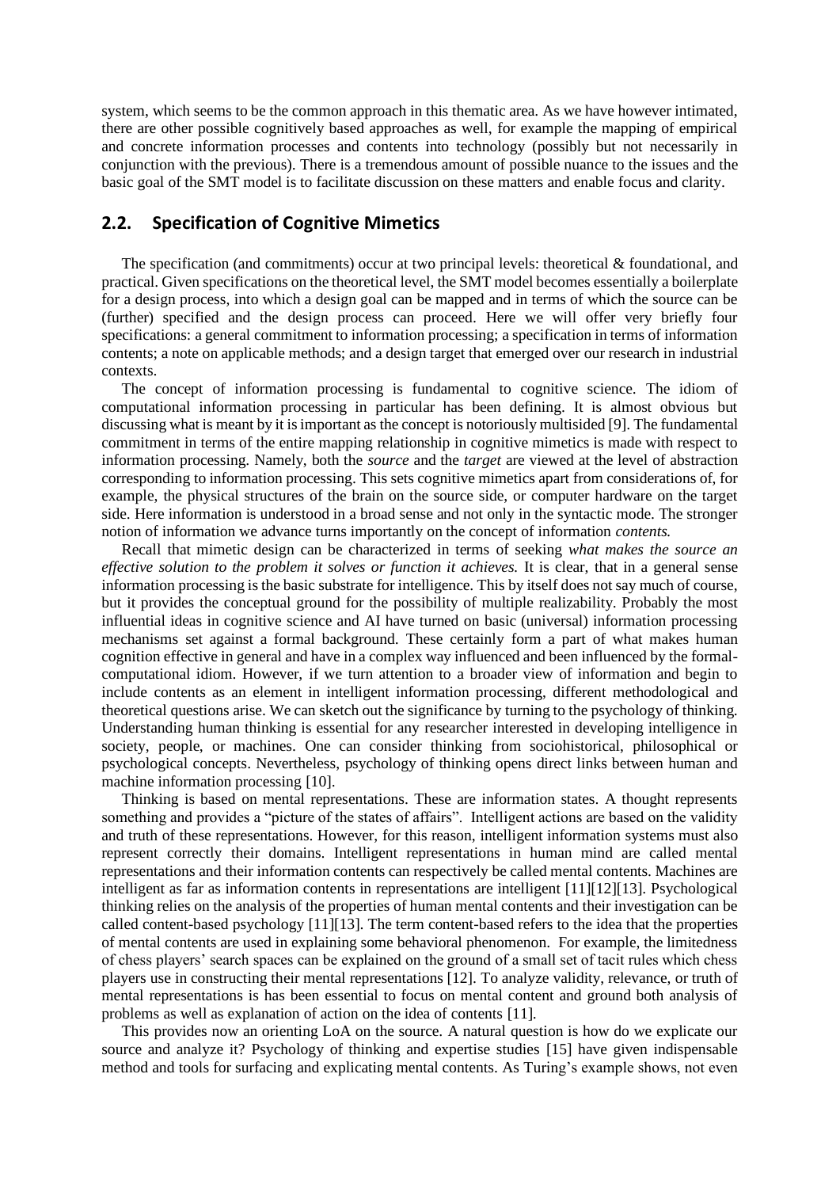system, which seems to be the common approach in this thematic area. As we have however intimated, there are other possible cognitively based approaches as well, for example the mapping of empirical and concrete information processes and contents into technology (possibly but not necessarily in conjunction with the previous). There is a tremendous amount of possible nuance to the issues and the basic goal of the SMT model is to facilitate discussion on these matters and enable focus and clarity.

## 2.2. Specification of Cognitive Mimetics

The specification (and commitments) occur at two principal levels: theoretical & foundational, and practical. Given specifications on the theoretical level, the SMT model becomes essentially a boilerplate for a design process, into which a design goal can be mapped and in terms of which the source can be (further) specified and the design process can proceed. Here we will offer very briefly four specifications: a general commitment to information processing; a specification in terms of information contents; a note on applicable methods; and a design target that emerged over our research in industrial contexts.

The concept of information processing is fundamental to cognitive science. The idiom of computational information processing in particular has been defining. It is almost obvious but discussing what is meant by it is important as the concept is notoriously multisided [9]. The fundamental commitment in terms of the entire mapping relationship in cognitive mimetics is made with respect to information processing. Namely, both the *source* and the *target* are viewed at the level of abstraction corresponding to information processing. This sets cognitive mimetics apart from considerations of, for example, the physical structures of the brain on the source side, or computer hardware on the target side. Here information is understood in a broad sense and not only in the syntactic mode. The stronger notion of information we advance turns importantly on the concept of information *contents*.

Recall that mimetic design can be characterized in terms of seeking *what makes the source an effective solution to the problem it solves or function it achieves.* It is clear, that in a general sense information processing is the basic substrate for intelligence. This by itself does not say much of course, but it provides the conceptual ground for the possibility of multiple realizability. Probably the most influential ideas in cognitive science and AI have turned on basic (universal) information processing mechanisms set against a formal background. These certainly form a part of what makes human cognition effective in general and have in a complex way influenced and been influenced by the formal-computational idiom. However, if we turn attention to a broader view of information and begin to include contents as an element in intelligent information processing, different methodological and theoretical questions arise. We can sketch out the significance by turning to the psychology of thinking. Understanding human thinking is essential for any researcher interested in developing intelligence in society, people, or machines. One can consider thinking from sociohistorical, philosophical or psychological concepts. Nevertheless, psychology of thinking opens direct links between human and machine information processing [10].

Thinking is based on mental representations. These are information states. A thought represents something and provides a "picture of the states of affairs". Intelligent actions are based on the validity and truth of these representations. However, for this reason, intelligent information systems must also represent correctly their domains. Intelligent representations in human mind are called mental representations and their information contents can respectively be called mental contents. Machines are intelligent as far as information contents in representations are intelligent [11][12][13]. Psychological thinking relies on the analysis of the properties of human mental contents and their investigation can be called content-based psychology [11][13]. The term content-based refers to the idea that the properties of mental contents are used in explaining some behavioral phenomenon. For example, the limitedness of chess players' search spaces can be explained on the ground of a small set of tacit rules which chess players use in constructing their mental representations [12]. To analyze validity, relevance, or truth of mental representations is has been essential to focus on mental content and ground both analysis of problems as well as explanation of action on the idea of contents [11].

This provides now an orienting LoA on the source. A natural question is how do we explicate our source and analyze it? Psychology of thinking and expertise studies [15] have given indispensable method and tools for surfacing and explicating mental contents. As Turing's example shows, not even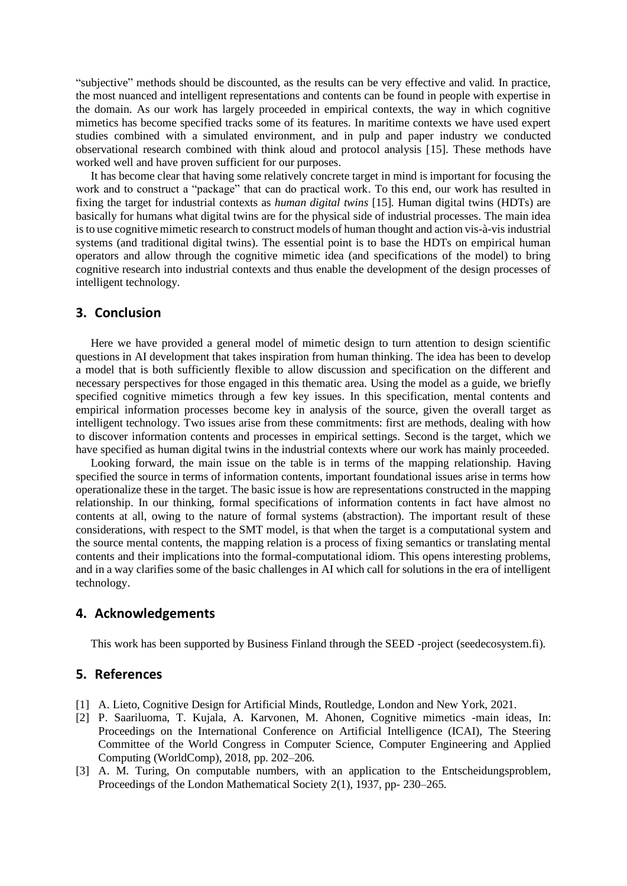"subjective" methods should be discounted, as the results can be very effective and valid. In practice, the most nuanced and intelligent representations and contents can be found in people with expertise in the domain. As our work has largely proceeded in empirical contexts, the way in which cognitive mimetics has become specified tracks some of its features. In maritime contexts we have used expert studies combined with a simulated environment, and in pulp and paper industry we conducted observational research combined with think aloud and protocol analysis [15]. These methods have worked well and have proven sufficient for our purposes.

It has become clear that having some relatively concrete target in mind is important for focusing the work and to construct a "package" that can do practical work. To this end, our work has resulted in fixing the target for industrial contexts as *human digital twins* [15]. Human digital twins (HDTs) are basically for humans what digital twins are for the physical side of industrial processes. The main idea is to use cognitive mimetic research to construct models of human thought and action vis-à-vis industrial systems (and traditional digital twins). The essential point is to base the HDTs on empirical human operators and allow through the cognitive mimetic idea (and specifications of the model) to bring cognitive research into industrial contexts and thus enable the development of the design processes of intelligent technology.

## 3. Conclusion

Here we have provided a general model of mimetic design to turn attention to design scientific questions in AI development that takes inspiration from human thinking. The idea has been to develop a model that is both sufficiently flexible to allow discussion and specification on the different and necessary perspectives for those engaged in this thematic area. Using the model as a guide, we briefly specified cognitive mimetics through a few key issues. In this specification, mental contents and empirical information processes become key in analysis of the source, given the overall target as intelligent technology. Two issues arise from these commitments: first are methods, dealing with how to discover information contents and processes in empirical settings. Second is the target, which we have specified as human digital twins in the industrial contexts where our work has mainly proceeded.

Looking forward, the main issue on the table is in terms of the mapping relationship. Having specified the source in terms of information contents, important foundational issues arise in terms how operationalize these in the target. The basic issue is how are representations constructed in the mapping relationship. In our thinking, formal specifications of information contents in fact have almost no contents at all, owing to the nature of formal systems (abstraction). The important result of these considerations, with respect to the SMT model, is that when the target is a computational system and the source mental contents, the mapping relation is a process of fixing semantics or translating mental contents and their implications into the formal-computational idiom. This opens interesting problems, and in a way clarifies some of the basic challenges in AI which call for solutions in the era of intelligent technology.

## 4. Acknowledgements

This work has been supported by Business Finland through the SEED -project (seedecosystem.fi).

## 5. References

[1] A. Lieto, Cognitive Design for Artificial Minds, Routledge, London and New York, 2021.

[2] P. Saariluoma, T. Kujala, A. Karvonen, M. Ahonen, Cognitive mimetics -main ideas, In: Proceedings on the International Conference on Artificial Intelligence (ICAI), The Steering Committee of the World Congress in Computer Science, Computer Engineering and Applied Computing (WorldComp), 2018, pp. 202–206.

[3] A. M. Turing, On computable numbers, with an application to the Entscheidungsproblem, Proceedings of the London Mathematical Society 2(1), 1937, pp- 230–265.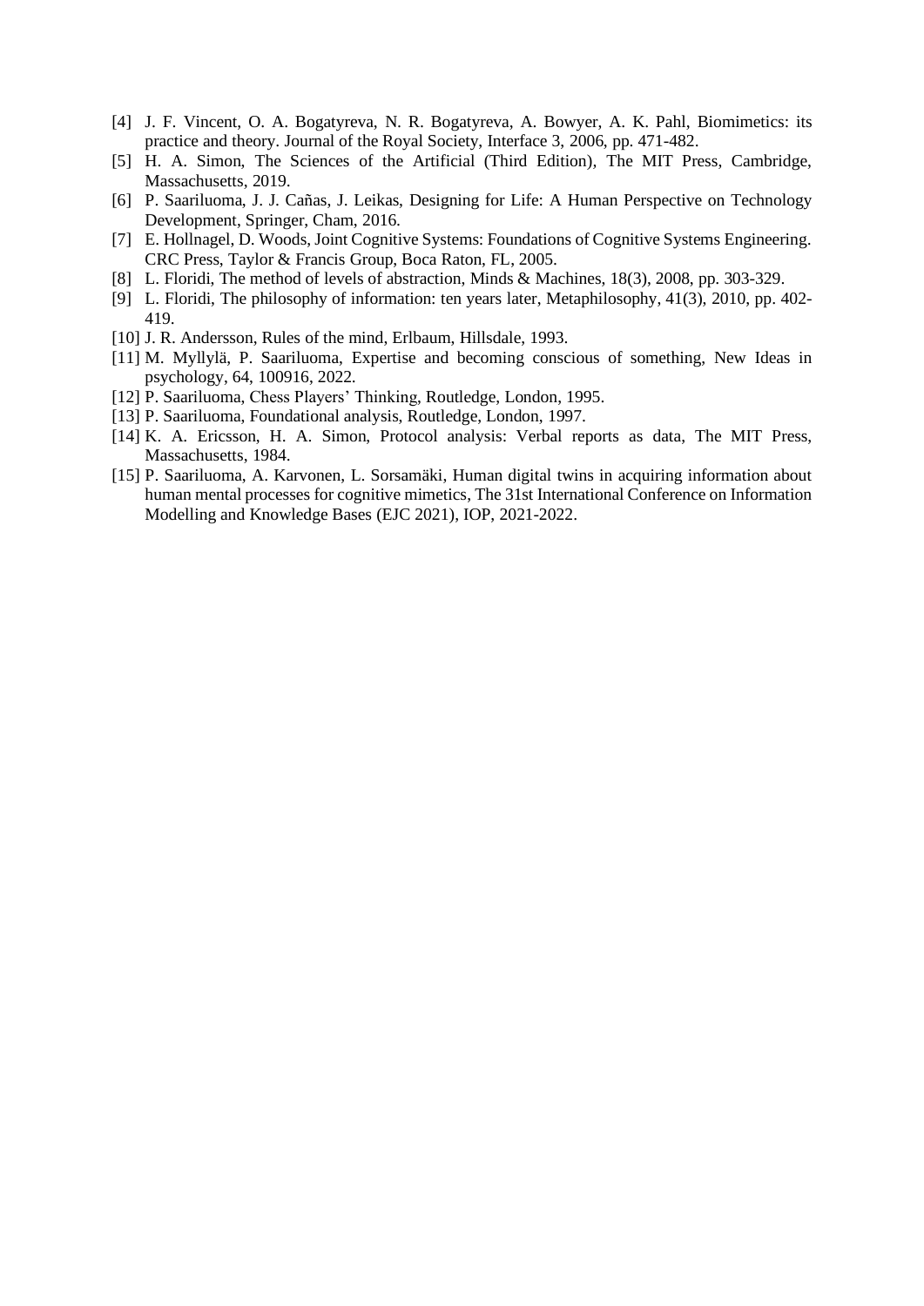[4] J. F. Vincent, O. A. Bogatyreva, N. R. Bogatyreva, A. Bowyer, A. K. Pahl, Biomimetics: its practice and theory. Journal of the Royal Society, Interface 3, 2006, pp. 471-482.

[5] H. A. Simon, The Sciences of the Artificial (Third Edition), The MIT Press, Cambridge, Massachusetts, 2019.

[6] P. Saariluoma, J. J. Cañas, J. Leikas, Designing for Life: A Human Perspective on Technology Development, Springer, Cham, 2016.

[7] E. Hollnagel, D. Woods, Joint Cognitive Systems: Foundations of Cognitive Systems Engineering. CRC Press, Taylor & Francis Group, Boca Raton, FL, 2005.

[8] L. Floridi, The method of levels of abstraction, Minds & Machines, 18(3), 2008, pp. 303-329.

[9] L. Floridi, The philosophy of information: ten years later, Metaphilosophy, 41(3), 2010, pp. 402-419.

[10] J. R. Andersson, Rules of the mind, Erlbaum, Hillsdale, 1993.

[11] M. Myllylä, P. Saariluoma, Expertise and becoming conscious of something, New Ideas in psychology, 64, 100916, 2022.

[12] P. Saariluoma, Chess Players' Thinking, Routledge, London, 1995.

[13] P. Saariluoma, Foundational analysis, Routledge, London, 1997.

[14] K. A. Ericsson, H. A. Simon, Protocol analysis: Verbal reports as data, The MIT Press, Massachusetts, 1984.

[15] P. Saariluoma, A. Karvonen, L. Sorsamäki, Human digital twins in acquiring information about human mental processes for cognitive mimetics, The 31st International Conference on Information Modelling and Knowledge Bases (EJC 2021), IOP, 2021-2022.